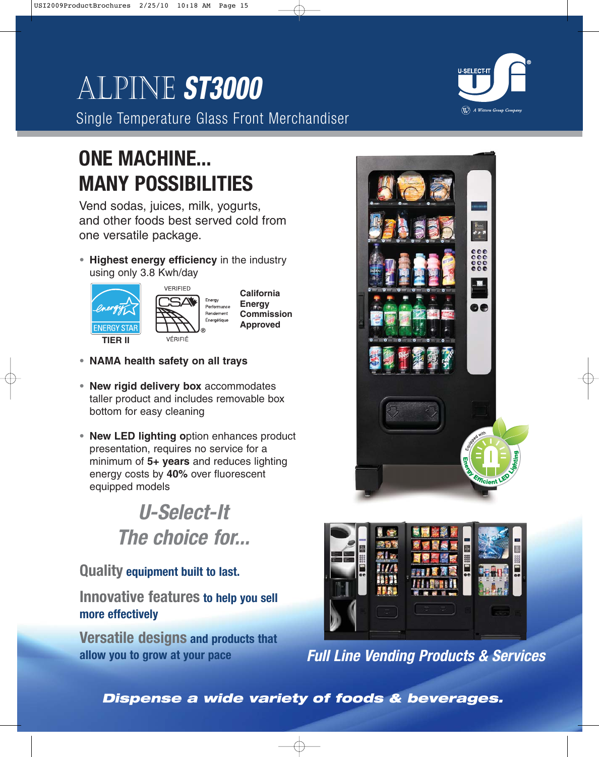# ALPINE ***ST3000***

Single Temperature Glass Front Merchandiser

## ONE MACHINE... MANY POSSIBILITIES

Vend sodas, juices, milk, yogurts, and other foods best served cold from one versatile package.

- **Highest energy efficiency** in the industry using only 3.8 Kwh/day

ENERGY STAR TIER II

VERIFIED CSA Energy Performance Rendement Énergétique VÉRIFIÉ

**California Energy Commission Approved**

- **NAMA health safety on all trays**
- **New rigid delivery box** accommodates taller product and includes removable box bottom for easy cleaning
- **New LED lighting o**ption enhances product presentation, requires no service for a minimum of **5+ years** and reduces lighting energy costs by **40%** over fluorescent equipped models

Equipped with Energy Efficient LED Lighting

## *U-Select-It The choice for...*

**Quality equipment built to last.**

**Innovative features to help you sell more effectively**

**Versatile designs and products that allow you to grow at your pace**

***Full Line Vending Products & Services***

***Dispense a wide variety of foods & beverages.***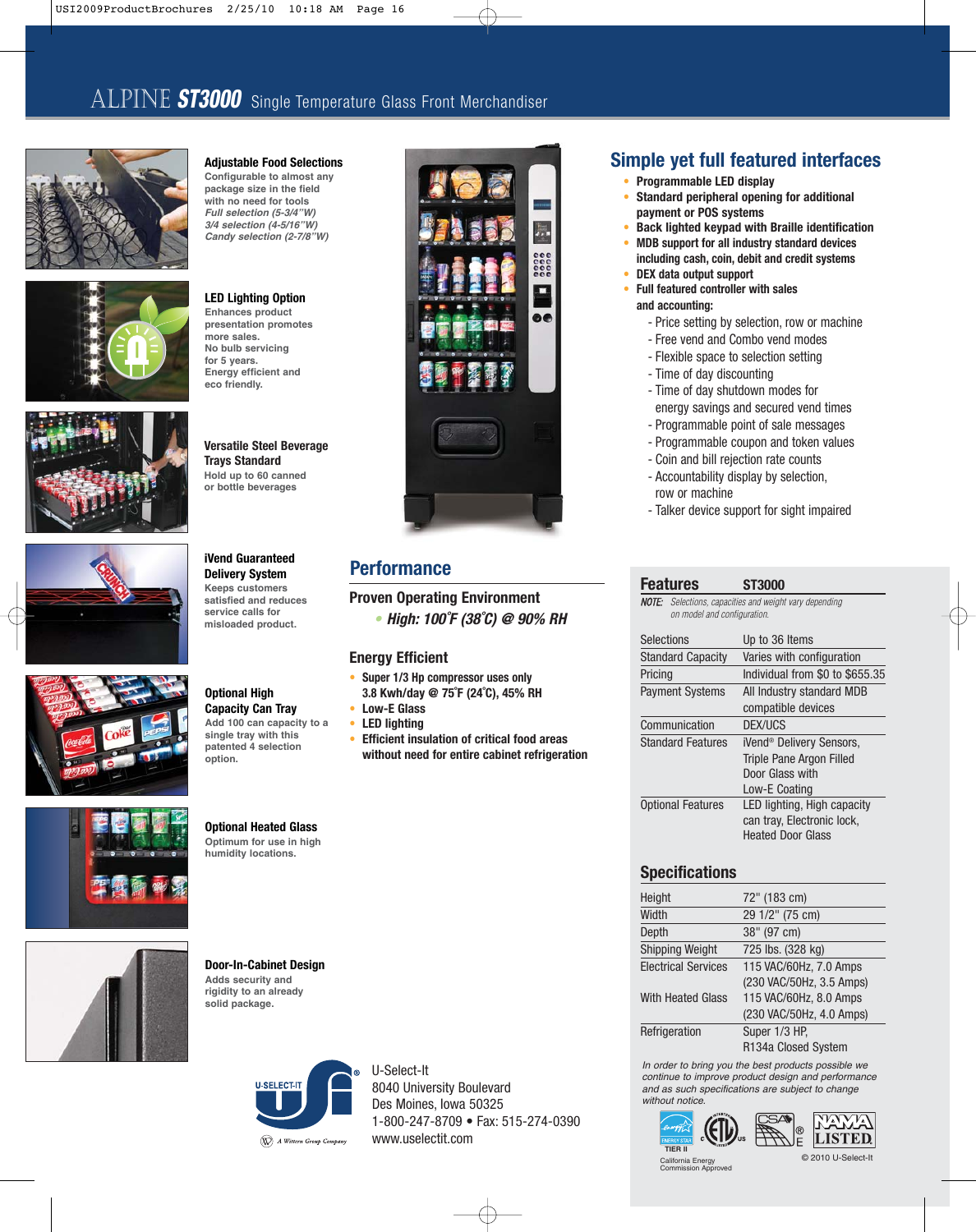# ALPINE ST3000 Single Temperature Glass Front Merchandiser

### Adjustable Food Selections

Configurable to almost any package size in the field with no need for tools

*Full selection (5-3/4"W)*
*3/4 selection (4-5/16"W)*
*Candy selection (2-7/8"W)*

### LED Lighting Option

Enhances product presentation promotes more sales.
No bulb servicing for 5 years.
Energy efficient and eco friendly.

### Versatile Steel Beverage Trays Standard

Hold up to 60 canned or bottle beverages

### iVend Guaranteed Delivery System

Keeps customers satisfied and reduces service calls for misloaded product.

### Optional High Capacity Can Tray

Add 100 can capacity to a single tray with this patented 4 selection option.

### Optional Heated Glass

Optimum for use in high humidity locations.

### Door-In-Cabinet Design

Adds security and rigidity to an already solid package.

## Simple yet full featured interfaces

- Programmable LED display
- Standard peripheral opening for additional payment or POS systems
- Back lighted keypad with Braille identification
- MDB support for all industry standard devices including cash, coin, debit and credit systems
- DEX data output support
- Full featured controller with sales and accounting:
  - Price setting by selection, row or machine
  - Free vend and Combo vend modes
  - Flexible space to selection setting
  - Time of day discounting
  - Time of day shutdown modes for energy savings and secured vend times
  - Programmable point of sale messages
  - Programmable coupon and token values
  - Coin and bill rejection rate counts
  - Accountability display by selection, row or machine
  - Talker device support for sight impaired

## Performance

### Proven Operating Environment

- *High: 100˚F (38˚C) @ 90% RH*

### Energy Efficient

- Super 1/3 Hp compressor uses only 3.8 Kwh/day @ 75˚F (24˚C), 45% RH
- Low-E Glass
- LED lighting
- Efficient insulation of critical food areas without need for entire cabinet refrigeration

## Features

| Features | ST3000 |
|---|---|
| Selections | Up to 36 Items |
| Standard Capacity | Varies with configuration |
| Pricing | Individual from $0 to $655.35 |
| Payment Systems | All Industry standard MDB compatible devices |
| Communication | DEX/UCS |
| Standard Features | iVend® Delivery Sensors, Triple Pane Argon Filled Door Glass with Low-E Coating |
| Optional Features | LED lighting, High capacity can tray, Electronic lock, Heated Door Glass |

*NOTE: Selections, capacities and weight vary depending on model and configuration.*

## Specifications

| | |
|---|---|
| Height | 72" (183 cm) |
| Width | 29 1/2" (75 cm) |
| Depth | 38" (97 cm) |
| Shipping Weight | 725 lbs. (328 kg) |
| Electrical Services | 115 VAC/60Hz, 7.0 Amps (230 VAC/50Hz, 3.5 Amps) |
| With Heated Glass | 115 VAC/60Hz, 8.0 Amps (230 VAC/50Hz, 4.0 Amps) |
| Refrigeration | Super 1/3 HP, R134a Closed System |

*In order to bring you the best products possible we continue to improve product design and performance and as such specifications are subject to change without notice.*

ENERGY STAR TIER II
California Energy Commission Approved

NAMA LISTED

© 2010 U-Select-It

U-SELECT-IT — A Wittern Group Company

U-Select-It
8040 University Boulevard
Des Moines, Iowa 50325
1-800-247-8709 • Fax: 515-274-0390
www.uselectit.com